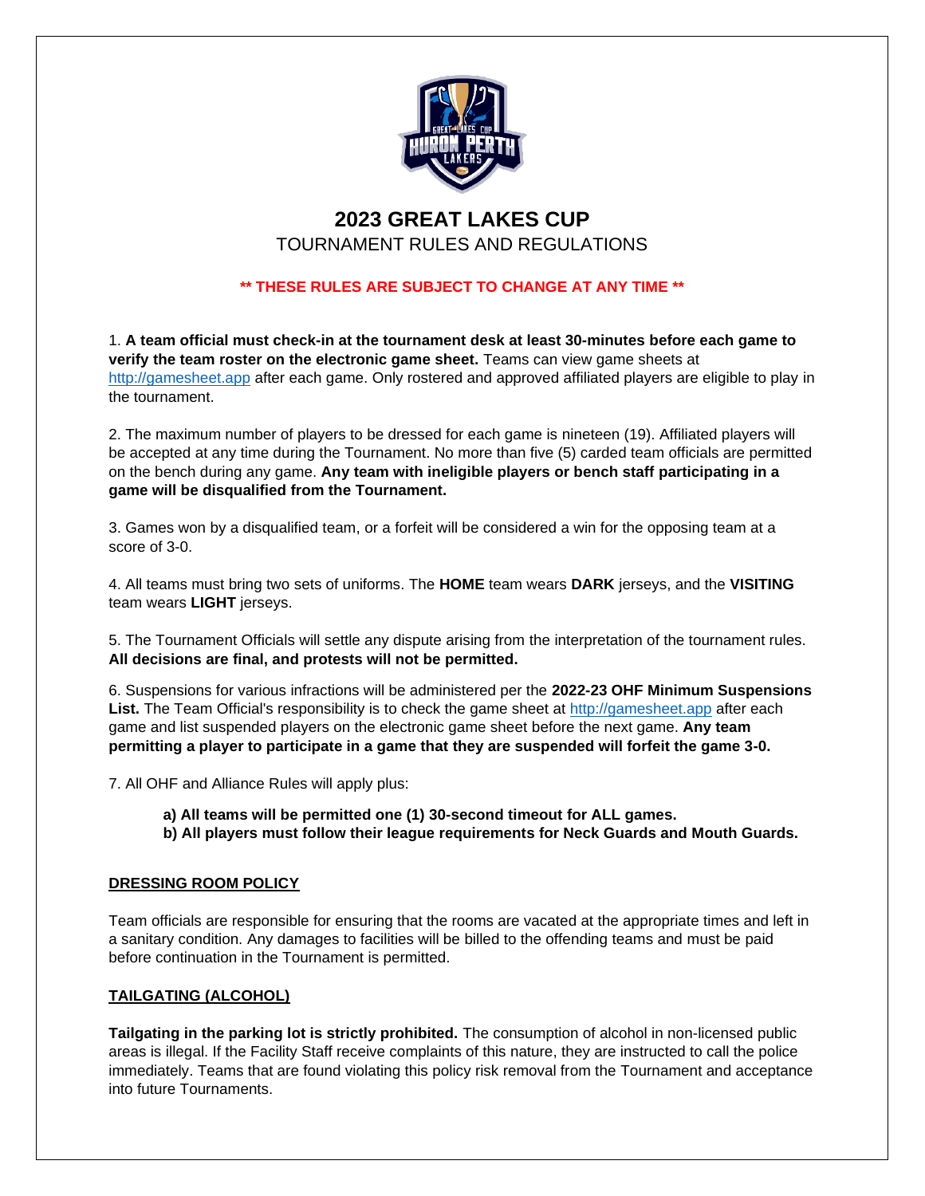# 2023 GREAT LAKES CUP

## TOURNAMENT RULES AND REGULATIONS

**\*\* THESE RULES ARE SUBJECT TO CHANGE AT ANY TIME \*\***

1. **A team official must check-in at the tournament desk at least 30-minutes before each game to verify the team roster on the electronic game sheet.** Teams can view game sheets at http://gamesheet.app after each game. Only rostered and approved affiliated players are eligible to play in the tournament.

2. The maximum number of players to be dressed for each game is nineteen (19). Affiliated players will be accepted at any time during the Tournament. No more than five (5) carded team officials are permitted on the bench during any game. **Any team with ineligible players or bench staff participating in a game will be disqualified from the Tournament.**

3. Games won by a disqualified team, or a forfeit will be considered a win for the opposing team at a score of 3-0.

4. All teams must bring two sets of uniforms. The **HOME** team wears **DARK** jerseys, and the **VISITING** team wears **LIGHT** jerseys.

5. The Tournament Officials will settle any dispute arising from the interpretation of the tournament rules. **All decisions are final, and protests will not be permitted.**

6. Suspensions for various infractions will be administered per the **2022-23 OHF Minimum Suspensions List.** The Team Official's responsibility is to check the game sheet at http://gamesheet.app after each game and list suspended players on the electronic game sheet before the next game. **Any team permitting a player to participate in a game that they are suspended will forfeit the game 3-0.**

7. All OHF and Alliance Rules will apply plus:

   **a) All teams will be permitted one (1) 30-second timeout for ALL games.**
   **b) All players must follow their league requirements for Neck Guards and Mouth Guards.**

### DRESSING ROOM POLICY

Team officials are responsible for ensuring that the rooms are vacated at the appropriate times and left in a sanitary condition. Any damages to facilities will be billed to the offending teams and must be paid before continuation in the Tournament is permitted.

### TAILGATING (ALCOHOL)

**Tailgating in the parking lot is strictly prohibited.** The consumption of alcohol in non-licensed public areas is illegal. If the Facility Staff receive complaints of this nature, they are instructed to call the police immediately. Teams that are found violating this policy risk removal from the Tournament and acceptance into future Tournaments.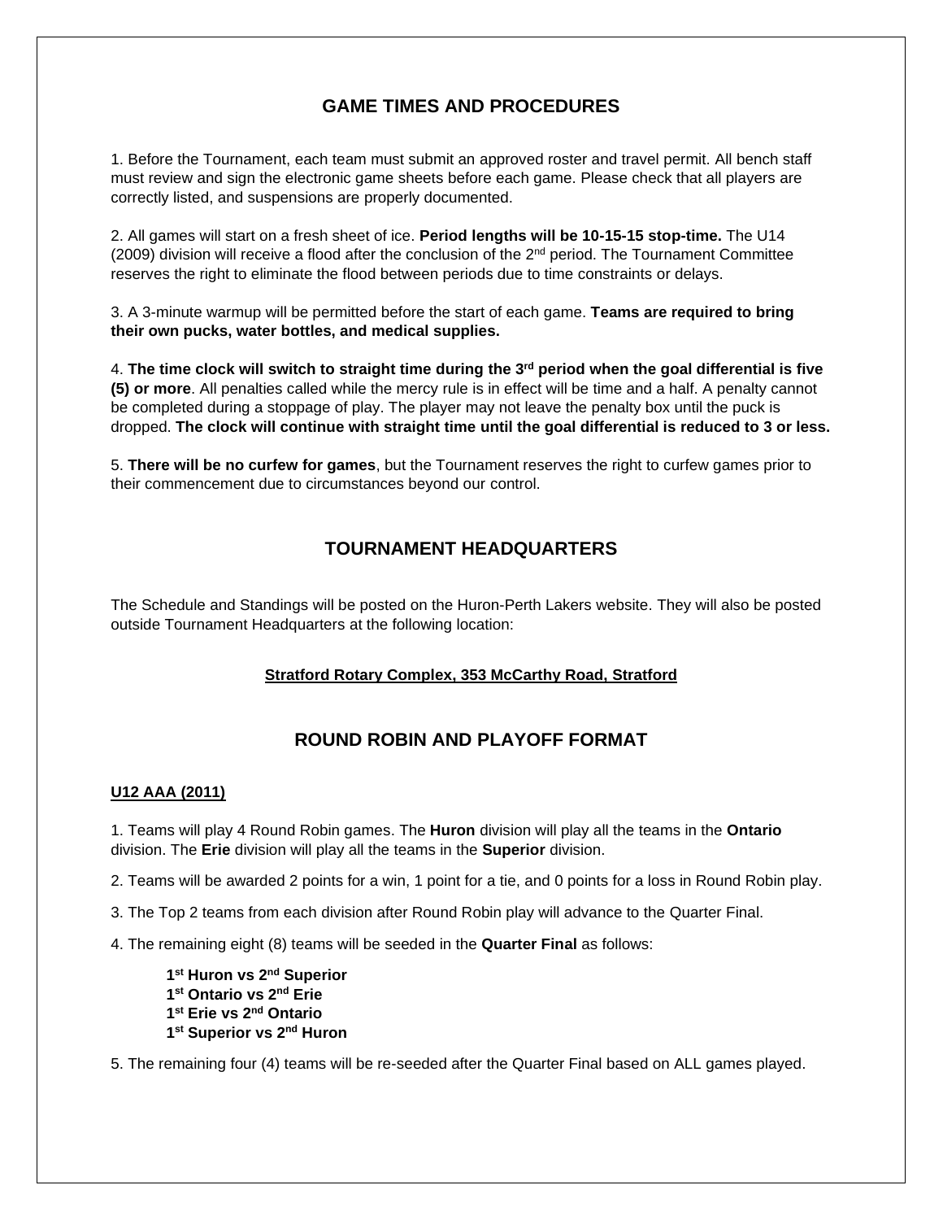## GAME TIMES AND PROCEDURES

1. Before the Tournament, each team must submit an approved roster and travel permit. All bench staff must review and sign the electronic game sheets before each game. Please check that all players are correctly listed, and suspensions are properly documented.

2. All games will start on a fresh sheet of ice. **Period lengths will be 10-15-15 stop-time.** The U14 (2009) division will receive a flood after the conclusion of the 2nd period. The Tournament Committee reserves the right to eliminate the flood between periods due to time constraints or delays.

3. A 3-minute warmup will be permitted before the start of each game. **Teams are required to bring their own pucks, water bottles, and medical supplies.**

4. **The time clock will switch to straight time during the 3rd period when the goal differential is five (5) or more**. All penalties called while the mercy rule is in effect will be time and a half. A penalty cannot be completed during a stoppage of play. The player may not leave the penalty box until the puck is dropped. **The clock will continue with straight time until the goal differential is reduced to 3 or less.**

5. **There will be no curfew for games**, but the Tournament reserves the right to curfew games prior to their commencement due to circumstances beyond our control.

## TOURNAMENT HEADQUARTERS

The Schedule and Standings will be posted on the Huron-Perth Lakers website. They will also be posted outside Tournament Headquarters at the following location:

**Stratford Rotary Complex, 353 McCarthy Road, Stratford**

## ROUND ROBIN AND PLAYOFF FORMAT

### U12 AAA (2011)

1. Teams will play 4 Round Robin games. The **Huron** division will play all the teams in the **Ontario** division. The **Erie** division will play all the teams in the **Superior** division.

2. Teams will be awarded 2 points for a win, 1 point for a tie, and 0 points for a loss in Round Robin play.

3. The Top 2 teams from each division after Round Robin play will advance to the Quarter Final.

4. The remaining eight (8) teams will be seeded in the **Quarter Final** as follows:

   **1st Huron vs 2nd Superior**
   **1st Ontario vs 2nd Erie**
   **1st Erie vs 2nd Ontario**
   **1st Superior vs 2nd Huron**

5. The remaining four (4) teams will be re-seeded after the Quarter Final based on ALL games played.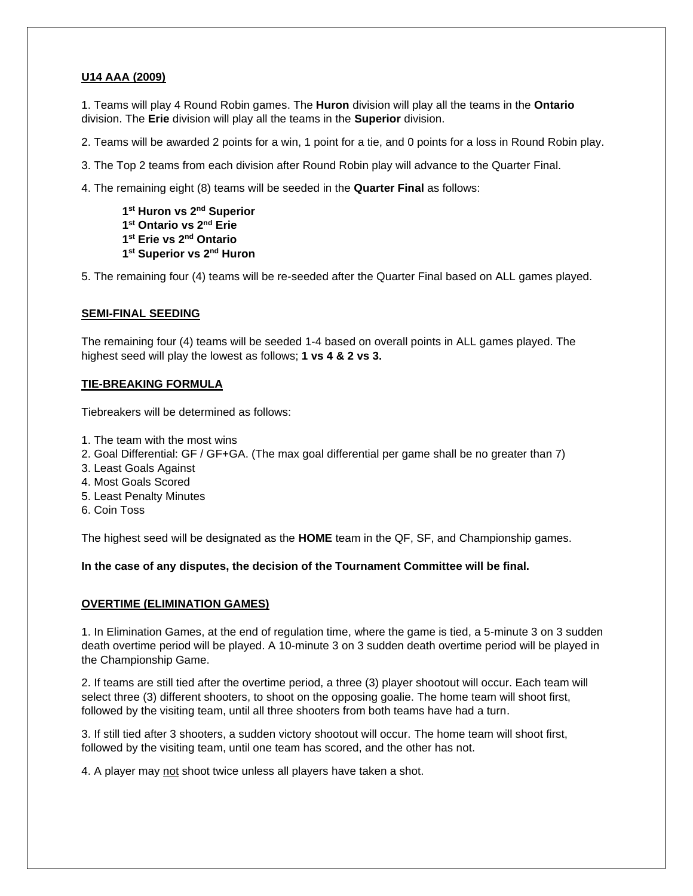## U14 AAA (2009)

1. Teams will play 4 Round Robin games. The **Huron** division will play all the teams in the **Ontario** division. The **Erie** division will play all the teams in the **Superior** division.

2. Teams will be awarded 2 points for a win, 1 point for a tie, and 0 points for a loss in Round Robin play.

3. The Top 2 teams from each division after Round Robin play will advance to the Quarter Final.

4. The remaining eight (8) teams will be seeded in the **Quarter Final** as follows:

   **1st Huron vs 2nd Superior**
   **1st Ontario vs 2nd Erie**
   **1st Erie vs 2nd Ontario**
   **1st Superior vs 2nd Huron**

5. The remaining four (4) teams will be re-seeded after the Quarter Final based on ALL games played.

## SEMI-FINAL SEEDING

The remaining four (4) teams will be seeded 1-4 based on overall points in ALL games played. The highest seed will play the lowest as follows; **1 vs 4 & 2 vs 3.**

## TIE-BREAKING FORMULA

Tiebreakers will be determined as follows:

1. The team with the most wins
2. Goal Differential: GF / GF+GA. (The max goal differential per game shall be no greater than 7)
3. Least Goals Against
4. Most Goals Scored
5. Least Penalty Minutes
6. Coin Toss

The highest seed will be designated as the **HOME** team in the QF, SF, and Championship games.

**In the case of any disputes, the decision of the Tournament Committee will be final.**

## OVERTIME (ELIMINATION GAMES)

1. In Elimination Games, at the end of regulation time, where the game is tied, a 5-minute 3 on 3 sudden death overtime period will be played. A 10-minute 3 on 3 sudden death overtime period will be played in the Championship Game.

2. If teams are still tied after the overtime period, a three (3) player shootout will occur. Each team will select three (3) different shooters, to shoot on the opposing goalie. The home team will shoot first, followed by the visiting team, until all three shooters from both teams have had a turn.

3. If still tied after 3 shooters, a sudden victory shootout will occur. The home team will shoot first, followed by the visiting team, until one team has scored, and the other has not.

4. A player may not shoot twice unless all players have taken a shot.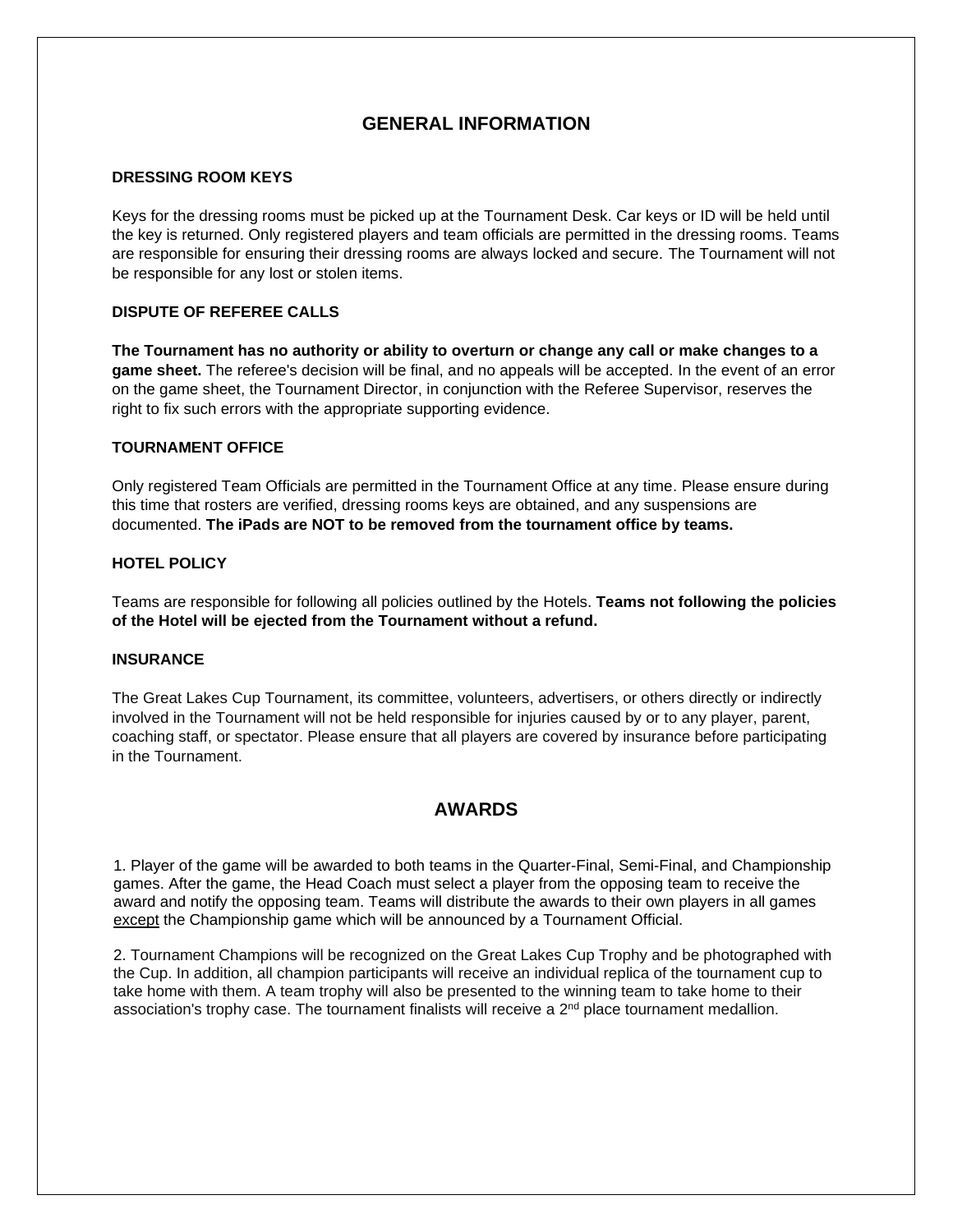## GENERAL INFORMATION

### DRESSING ROOM KEYS

Keys for the dressing rooms must be picked up at the Tournament Desk. Car keys or ID will be held until the key is returned. Only registered players and team officials are permitted in the dressing rooms. Teams are responsible for ensuring their dressing rooms are always locked and secure. The Tournament will not be responsible for any lost or stolen items.

### DISPUTE OF REFEREE CALLS

**The Tournament has no authority or ability to overturn or change any call or make changes to a game sheet.** The referee's decision will be final, and no appeals will be accepted. In the event of an error on the game sheet, the Tournament Director, in conjunction with the Referee Supervisor, reserves the right to fix such errors with the appropriate supporting evidence.

### TOURNAMENT OFFICE

Only registered Team Officials are permitted in the Tournament Office at any time. Please ensure during this time that rosters are verified, dressing rooms keys are obtained, and any suspensions are documented. **The iPads are NOT to be removed from the tournament office by teams.**

### HOTEL POLICY

Teams are responsible for following all policies outlined by the Hotels. **Teams not following the policies of the Hotel will be ejected from the Tournament without a refund.**

### INSURANCE

The Great Lakes Cup Tournament, its committee, volunteers, advertisers, or others directly or indirectly involved in the Tournament will not be held responsible for injuries caused by or to any player, parent, coaching staff, or spectator. Please ensure that all players are covered by insurance before participating in the Tournament.

## AWARDS

1. Player of the game will be awarded to both teams in the Quarter-Final, Semi-Final, and Championship games. After the game, the Head Coach must select a player from the opposing team to receive the award and notify the opposing team. Teams will distribute the awards to their own players in all games except the Championship game which will be announced by a Tournament Official.

2. Tournament Champions will be recognized on the Great Lakes Cup Trophy and be photographed with the Cup. In addition, all champion participants will receive an individual replica of the tournament cup to take home with them. A team trophy will also be presented to the winning team to take home to their association's trophy case. The tournament finalists will receive a 2nd place tournament medallion.